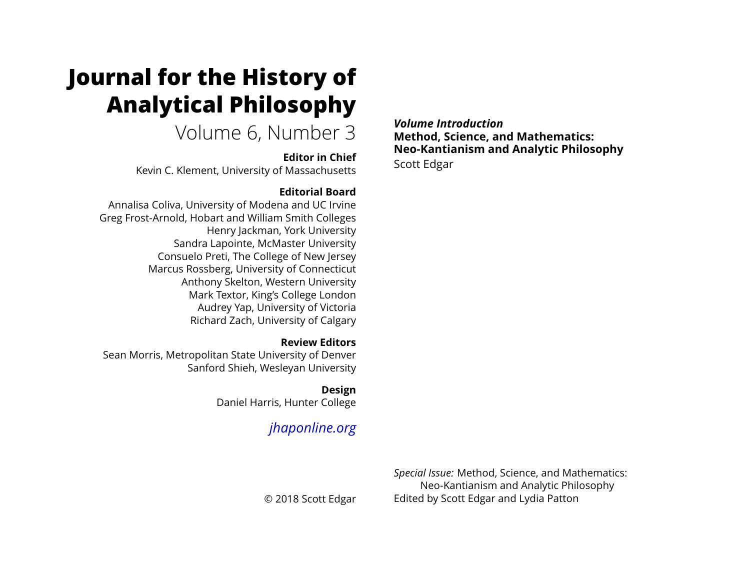# Journal for the History of Analytical Philosophy

Volume 6, Number 3

**Editor in Chief**
Kevin C. Klement, University of Massachusetts

**Editorial Board**
Annalisa Coliva, University of Modena and UC Irvine
Greg Frost-Arnold, Hobart and William Smith Colleges
Henry Jackman, York University
Sandra Lapointe, McMaster University
Consuelo Preti, The College of New Jersey
Marcus Rossberg, University of Connecticut
Anthony Skelton, Western University
Mark Textor, King's College London
Audrey Yap, University of Victoria
Richard Zach, University of Calgary

**Review Editors**
Sean Morris, Metropolitan State University of Denver
Sanford Shieh, Wesleyan University

**Design**
Daniel Harris, Hunter College

*jhaponline.org*

© 2018 Scott Edgar

***Volume Introduction***
**Method, Science, and Mathematics: Neo-Kantianism and Analytic Philosophy**
Scott Edgar

*Special Issue:* Method, Science, and Mathematics: Neo-Kantianism and Analytic Philosophy
Edited by Scott Edgar and Lydia Patton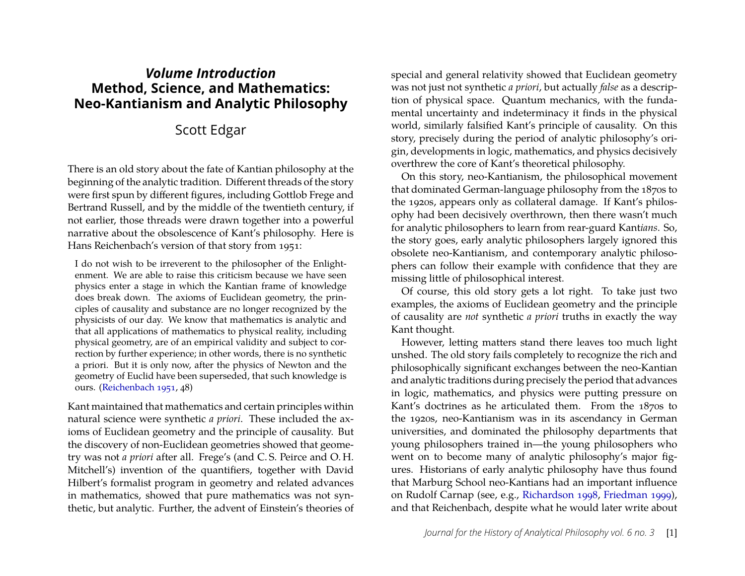# *Volume Introduction*
# Method, Science, and Mathematics: Neo-Kantianism and Analytic Philosophy

## Scott Edgar

There is an old story about the fate of Kantian philosophy at the beginning of the analytic tradition. Different threads of the story were first spun by different figures, including Gottlob Frege and Bertrand Russell, and by the middle of the twentieth century, if not earlier, those threads were drawn together into a powerful narrative about the obsolescence of Kant's philosophy. Here is Hans Reichenbach's version of that story from 1951:

> I do not wish to be irreverent to the philosopher of the Enlightenment. We are able to raise this criticism because we have seen physics enter a stage in which the Kantian frame of knowledge does break down. The axioms of Euclidean geometry, the principles of causality and substance are no longer recognized by the physicists of our day. We know that mathematics is analytic and that all applications of mathematics to physical reality, including physical geometry, are of an empirical validity and subject to correction by further experience; in other words, there is no synthetic a priori. But it is only now, after the physics of Newton and the geometry of Euclid have been superseded, that such knowledge is ours. (Reichenbach 1951, 48)

Kant maintained that mathematics and certain principles within natural science were synthetic *a priori*. These included the axioms of Euclidean geometry and the principle of causality. But the discovery of non-Euclidean geometries showed that geometry was not *a priori* after all. Frege's (and C. S. Peirce and O. H. Mitchell's) invention of the quantifiers, together with David Hilbert's formalist program in geometry and related advances in mathematics, showed that pure mathematics was not synthetic, but analytic. Further, the advent of Einstein's theories of special and general relativity showed that Euclidean geometry was not just not synthetic *a priori*, but actually *false* as a description of physical space. Quantum mechanics, with the fundamental uncertainty and indeterminacy it finds in the physical world, similarly falsified Kant's principle of causality. On this story, precisely during the period of analytic philosophy's origin, developments in logic, mathematics, and physics decisively overthrew the core of Kant's theoretical philosophy.

On this story, neo-Kantianism, the philosophical movement that dominated German-language philosophy from the 1870s to the 1920s, appears only as collateral damage. If Kant's philosophy had been decisively overthrown, then there wasn't much for analytic philosophers to learn from rear-guard Kant*ians*. So, the story goes, early analytic philosophers largely ignored this obsolete neo-Kantianism, and contemporary analytic philosophers can follow their example with confidence that they are missing little of philosophical interest.

Of course, this old story gets a lot right. To take just two examples, the axioms of Euclidean geometry and the principle of causality are *not* synthetic *a priori* truths in exactly the way Kant thought.

However, letting matters stand there leaves too much light unshed. The old story fails completely to recognize the rich and philosophically significant exchanges between the neo-Kantian and analytic traditions during precisely the period that advances in logic, mathematics, and physics were putting pressure on Kant's doctrines as he articulated them. From the 1870s to the 1920s, neo-Kantianism was in its ascendancy in German universities, and dominated the philosophy departments that young philosophers trained in—the young philosophers who went on to become many of analytic philosophy's major figures. Historians of early analytic philosophy have thus found that Marburg School neo-Kantians had an important influence on Rudolf Carnap (see, e.g., Richardson 1998, Friedman 1999), and that Reichenbach, despite what he would later write about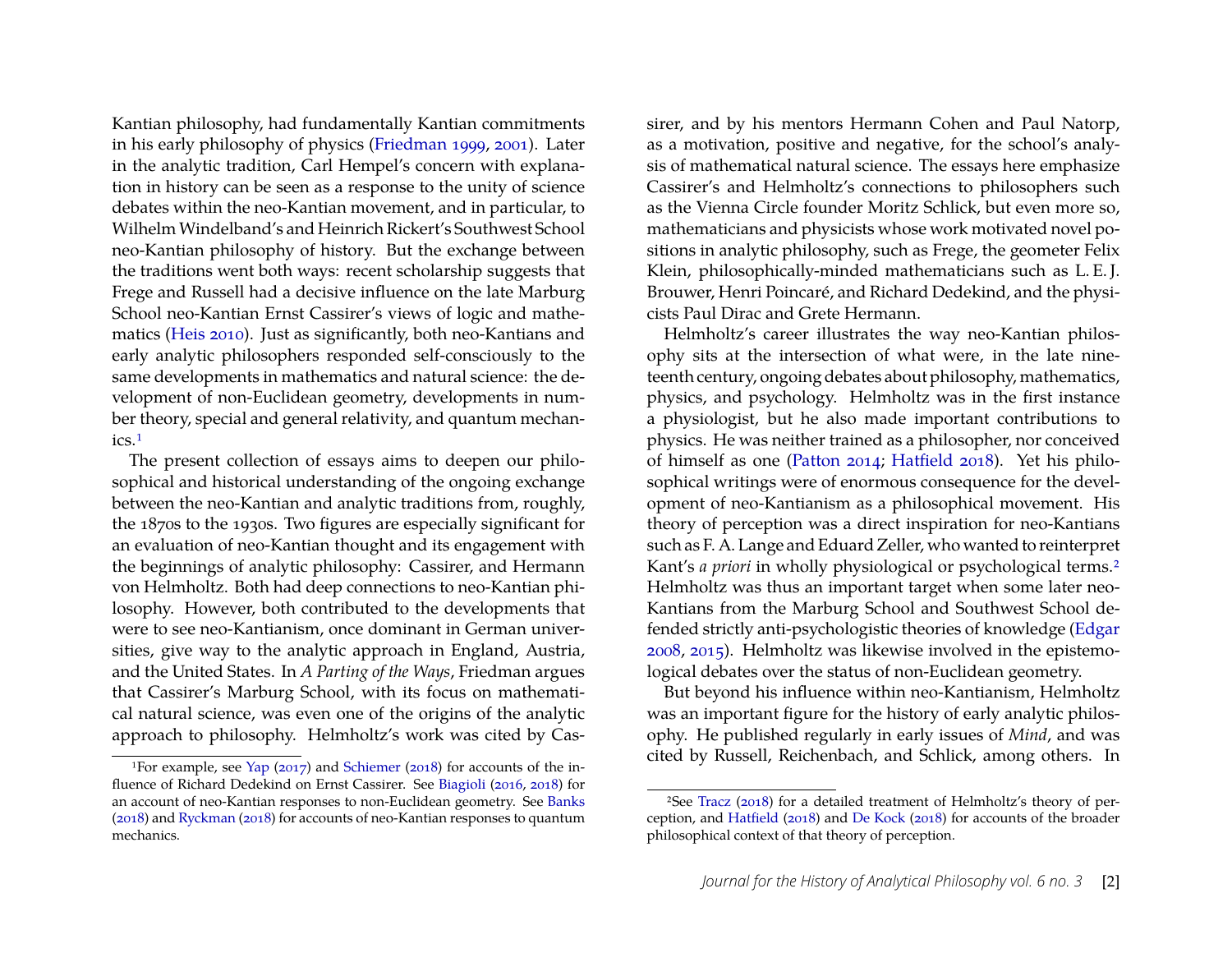Kantian philosophy, had fundamentally Kantian commitments in his early philosophy of physics (Friedman 1999, 2001). Later in the analytic tradition, Carl Hempel's concern with explanation in history can be seen as a response to the unity of science debates within the neo-Kantian movement, and in particular, to Wilhelm Windelband's and Heinrich Rickert's Southwest School neo-Kantian philosophy of history. But the exchange between the traditions went both ways: recent scholarship suggests that Frege and Russell had a decisive influence on the late Marburg School neo-Kantian Ernst Cassirer's views of logic and mathematics (Heis 2010). Just as significantly, both neo-Kantians and early analytic philosophers responded self-consciously to the same developments in mathematics and natural science: the development of non-Euclidean geometry, developments in number theory, special and general relativity, and quantum mechanics.[1]

The present collection of essays aims to deepen our philosophical and historical understanding of the ongoing exchange between the neo-Kantian and analytic traditions from, roughly, the 1870s to the 1930s. Two figures are especially significant for an evaluation of neo-Kantian thought and its engagement with the beginnings of analytic philosophy: Cassirer, and Hermann von Helmholtz. Both had deep connections to neo-Kantian philosophy. However, both contributed to the developments that were to see neo-Kantianism, once dominant in German universities, give way to the analytic approach in England, Austria, and the United States. In *A Parting of the Ways*, Friedman argues that Cassirer's Marburg School, with its focus on mathematical natural science, was even one of the origins of the analytic approach to philosophy. Helmholtz's work was cited by Cassirer, and by his mentors Hermann Cohen and Paul Natorp, as a motivation, positive and negative, for the school's analysis of mathematical natural science. The essays here emphasize Cassirer's and Helmholtz's connections to philosophers such as the Vienna Circle founder Moritz Schlick, but even more so, mathematicians and physicists whose work motivated novel positions in analytic philosophy, such as Frege, the geometer Felix Klein, philosophically-minded mathematicians such as L. E. J. Brouwer, Henri Poincaré, and Richard Dedekind, and the physicists Paul Dirac and Grete Hermann.

Helmholtz's career illustrates the way neo-Kantian philosophy sits at the intersection of what were, in the late nineteenth century, ongoing debates about philosophy, mathematics, physics, and psychology. Helmholtz was in the first instance a physiologist, but he also made important contributions to physics. He was neither trained as a philosopher, nor conceived of himself as one (Patton 2014; Hatfield 2018). Yet his philosophical writings were of enormous consequence for the development of neo-Kantianism as a philosophical movement. His theory of perception was a direct inspiration for neo-Kantians such as F. A. Lange and Eduard Zeller, who wanted to reinterpret Kant's *a priori* in wholly physiological or psychological terms.[2] Helmholtz was thus an important target when some later neo-Kantians from the Marburg School and Southwest School defended strictly anti-psychologistic theories of knowledge (Edgar 2008, 2015). Helmholtz was likewise involved in the epistemological debates over the status of non-Euclidean geometry.

But beyond his influence within neo-Kantianism, Helmholtz was an important figure for the history of early analytic philosophy. He published regularly in early issues of *Mind*, and was cited by Russell, Reichenbach, and Schlick, among others. In

---

[1] For example, see Yap (2017) and Schiemer (2018) for accounts of the influence of Richard Dedekind on Ernst Cassirer. See Biagioli (2016, 2018) for an account of neo-Kantian responses to non-Euclidean geometry. See Banks (2018) and Ryckman (2018) for accounts of neo-Kantian responses to quantum mechanics.

[2] See Tracz (2018) for a detailed treatment of Helmholtz's theory of perception, and Hatfield (2018) and De Kock (2018) for accounts of the broader philosophical context of that theory of perception.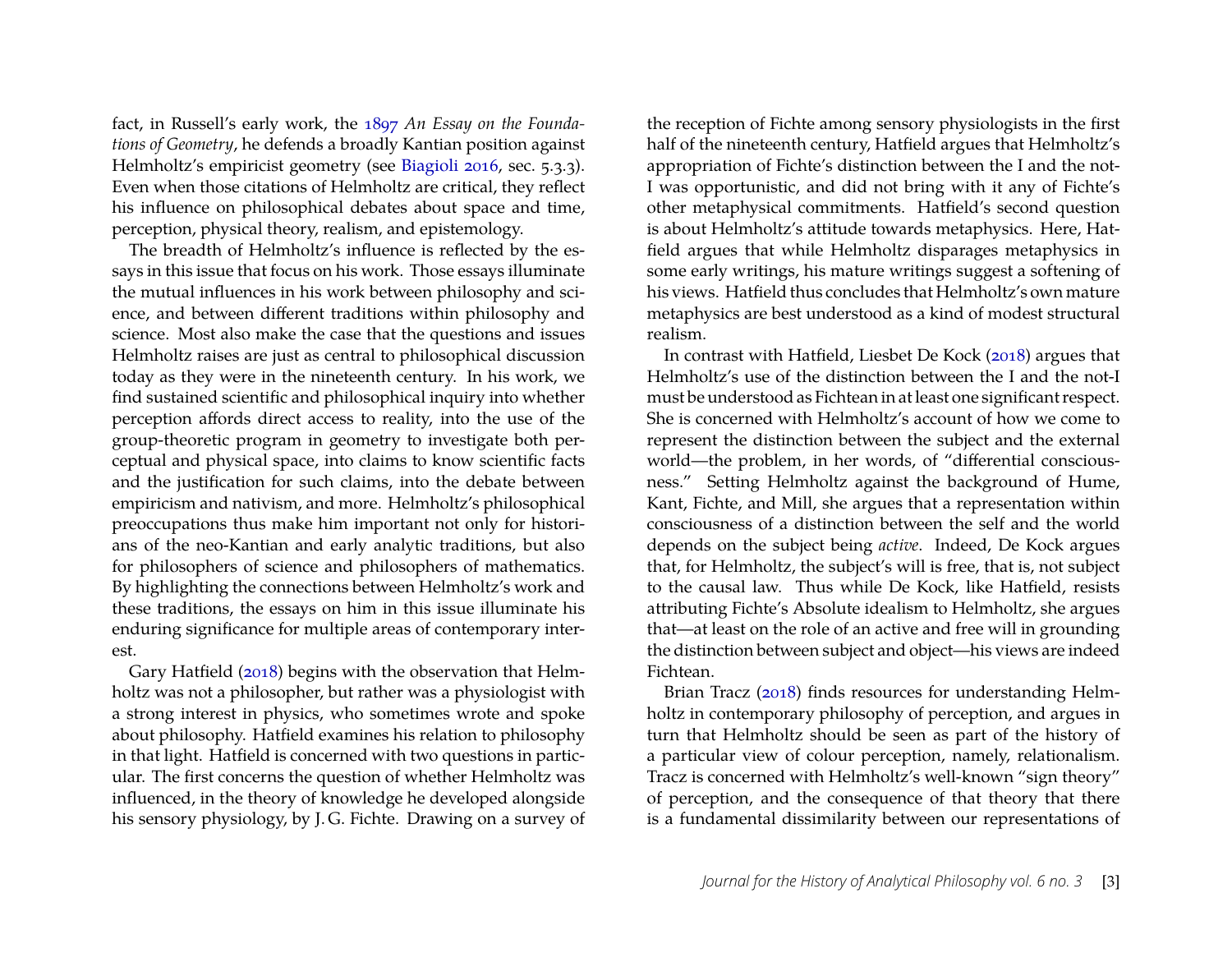fact, in Russell's early work, the 1897 *An Essay on the Foundations of Geometry*, he defends a broadly Kantian position against Helmholtz's empiricist geometry (see Biagioli 2016, sec. 5.3.3). Even when those citations of Helmholtz are critical, they reflect his influence on philosophical debates about space and time, perception, physical theory, realism, and epistemology.

The breadth of Helmholtz's influence is reflected by the essays in this issue that focus on his work. Those essays illuminate the mutual influences in his work between philosophy and science, and between different traditions within philosophy and science. Most also make the case that the questions and issues Helmholtz raises are just as central to philosophical discussion today as they were in the nineteenth century. In his work, we find sustained scientific and philosophical inquiry into whether perception affords direct access to reality, into the use of the group-theoretic program in geometry to investigate both perceptual and physical space, into claims to know scientific facts and the justification for such claims, into the debate between empiricism and nativism, and more. Helmholtz's philosophical preoccupations thus make him important not only for historians of the neo-Kantian and early analytic traditions, but also for philosophers of science and philosophers of mathematics. By highlighting the connections between Helmholtz's work and these traditions, the essays on him in this issue illuminate his enduring significance for multiple areas of contemporary interest.

Gary Hatfield (2018) begins with the observation that Helmholtz was not a philosopher, but rather was a physiologist with a strong interest in physics, who sometimes wrote and spoke about philosophy. Hatfield examines his relation to philosophy in that light. Hatfield is concerned with two questions in particular. The first concerns the question of whether Helmholtz was influenced, in the theory of knowledge he developed alongside his sensory physiology, by J. G. Fichte. Drawing on a survey of the reception of Fichte among sensory physiologists in the first half of the nineteenth century, Hatfield argues that Helmholtz's appropriation of Fichte's distinction between the I and the not-I was opportunistic, and did not bring with it any of Fichte's other metaphysical commitments. Hatfield's second question is about Helmholtz's attitude towards metaphysics. Here, Hatfield argues that while Helmholtz disparages metaphysics in some early writings, his mature writings suggest a softening of his views. Hatfield thus concludes that Helmholtz's own mature metaphysics are best understood as a kind of modest structural realism.

In contrast with Hatfield, Liesbet De Kock (2018) argues that Helmholtz's use of the distinction between the I and the not-I must be understood as Fichtean in at least one significant respect. She is concerned with Helmholtz's account of how we come to represent the distinction between the subject and the external world—the problem, in her words, of "differential consciousness." Setting Helmholtz against the background of Hume, Kant, Fichte, and Mill, she argues that a representation within consciousness of a distinction between the self and the world depends on the subject being *active*. Indeed, De Kock argues that, for Helmholtz, the subject's will is free, that is, not subject to the causal law. Thus while De Kock, like Hatfield, resists attributing Fichte's Absolute idealism to Helmholtz, she argues that—at least on the role of an active and free will in grounding the distinction between subject and object—his views are indeed Fichtean.

Brian Tracz (2018) finds resources for understanding Helmholtz in contemporary philosophy of perception, and argues in turn that Helmholtz should be seen as part of the history of a particular view of colour perception, namely, relationalism. Tracz is concerned with Helmholtz's well-known "sign theory" of perception, and the consequence of that theory that there is a fundamental dissimilarity between our representations of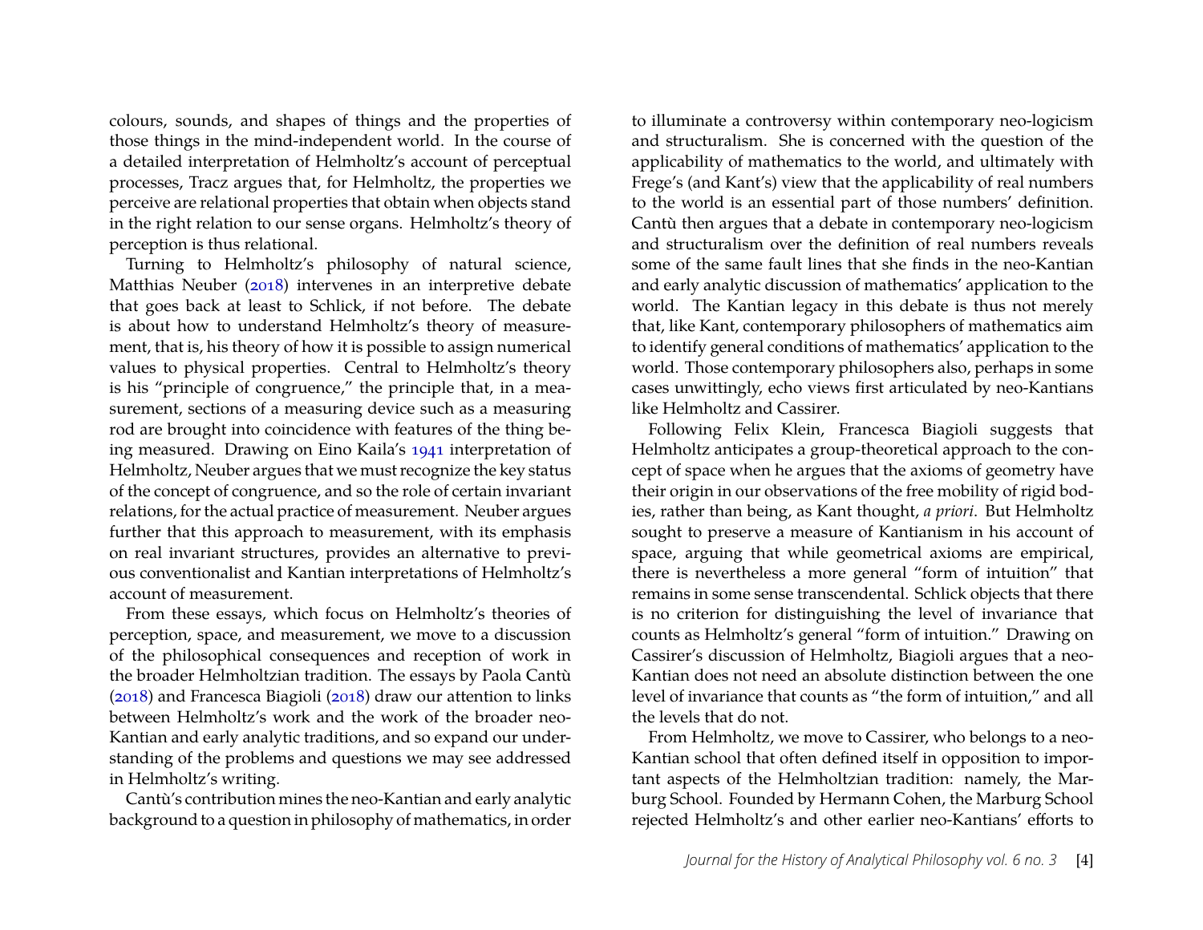colours, sounds, and shapes of things and the properties of those things in the mind-independent world. In the course of a detailed interpretation of Helmholtz's account of perceptual processes, Tracz argues that, for Helmholtz, the properties we perceive are relational properties that obtain when objects stand in the right relation to our sense organs. Helmholtz's theory of perception is thus relational.

Turning to Helmholtz's philosophy of natural science, Matthias Neuber (2018) intervenes in an interpretive debate that goes back at least to Schlick, if not before. The debate is about how to understand Helmholtz's theory of measurement, that is, his theory of how it is possible to assign numerical values to physical properties. Central to Helmholtz's theory is his "principle of congruence," the principle that, in a measurement, sections of a measuring device such as a measuring rod are brought into coincidence with features of the thing being measured. Drawing on Eino Kaila's 1941 interpretation of Helmholtz, Neuber argues that we must recognize the key status of the concept of congruence, and so the role of certain invariant relations, for the actual practice of measurement. Neuber argues further that this approach to measurement, with its emphasis on real invariant structures, provides an alternative to previous conventionalist and Kantian interpretations of Helmholtz's account of measurement.

From these essays, which focus on Helmholtz's theories of perception, space, and measurement, we move to a discussion of the philosophical consequences and reception of work in the broader Helmholtzian tradition. The essays by Paola Cantù (2018) and Francesca Biagioli (2018) draw our attention to links between Helmholtz's work and the work of the broader neo-Kantian and early analytic traditions, and so expand our understanding of the problems and questions we may see addressed in Helmholtz's writing.

Cantù's contribution mines the neo-Kantian and early analytic background to a question in philosophy of mathematics, in order to illuminate a controversy within contemporary neo-logicism and structuralism. She is concerned with the question of the applicability of mathematics to the world, and ultimately with Frege's (and Kant's) view that the applicability of real numbers to the world is an essential part of those numbers' definition. Cantù then argues that a debate in contemporary neo-logicism and structuralism over the definition of real numbers reveals some of the same fault lines that she finds in the neo-Kantian and early analytic discussion of mathematics' application to the world. The Kantian legacy in this debate is thus not merely that, like Kant, contemporary philosophers of mathematics aim to identify general conditions of mathematics' application to the world. Those contemporary philosophers also, perhaps in some cases unwittingly, echo views first articulated by neo-Kantians like Helmholtz and Cassirer.

Following Felix Klein, Francesca Biagioli suggests that Helmholtz anticipates a group-theoretical approach to the concept of space when he argues that the axioms of geometry have their origin in our observations of the free mobility of rigid bodies, rather than being, as Kant thought, *a priori*. But Helmholtz sought to preserve a measure of Kantianism in his account of space, arguing that while geometrical axioms are empirical, there is nevertheless a more general "form of intuition" that remains in some sense transcendental. Schlick objects that there is no criterion for distinguishing the level of invariance that counts as Helmholtz's general "form of intuition." Drawing on Cassirer's discussion of Helmholtz, Biagioli argues that a neo-Kantian does not need an absolute distinction between the one level of invariance that counts as "the form of intuition," and all the levels that do not.

From Helmholtz, we move to Cassirer, who belongs to a neo-Kantian school that often defined itself in opposition to important aspects of the Helmholtzian tradition: namely, the Marburg School. Founded by Hermann Cohen, the Marburg School rejected Helmholtz's and other earlier neo-Kantians' efforts to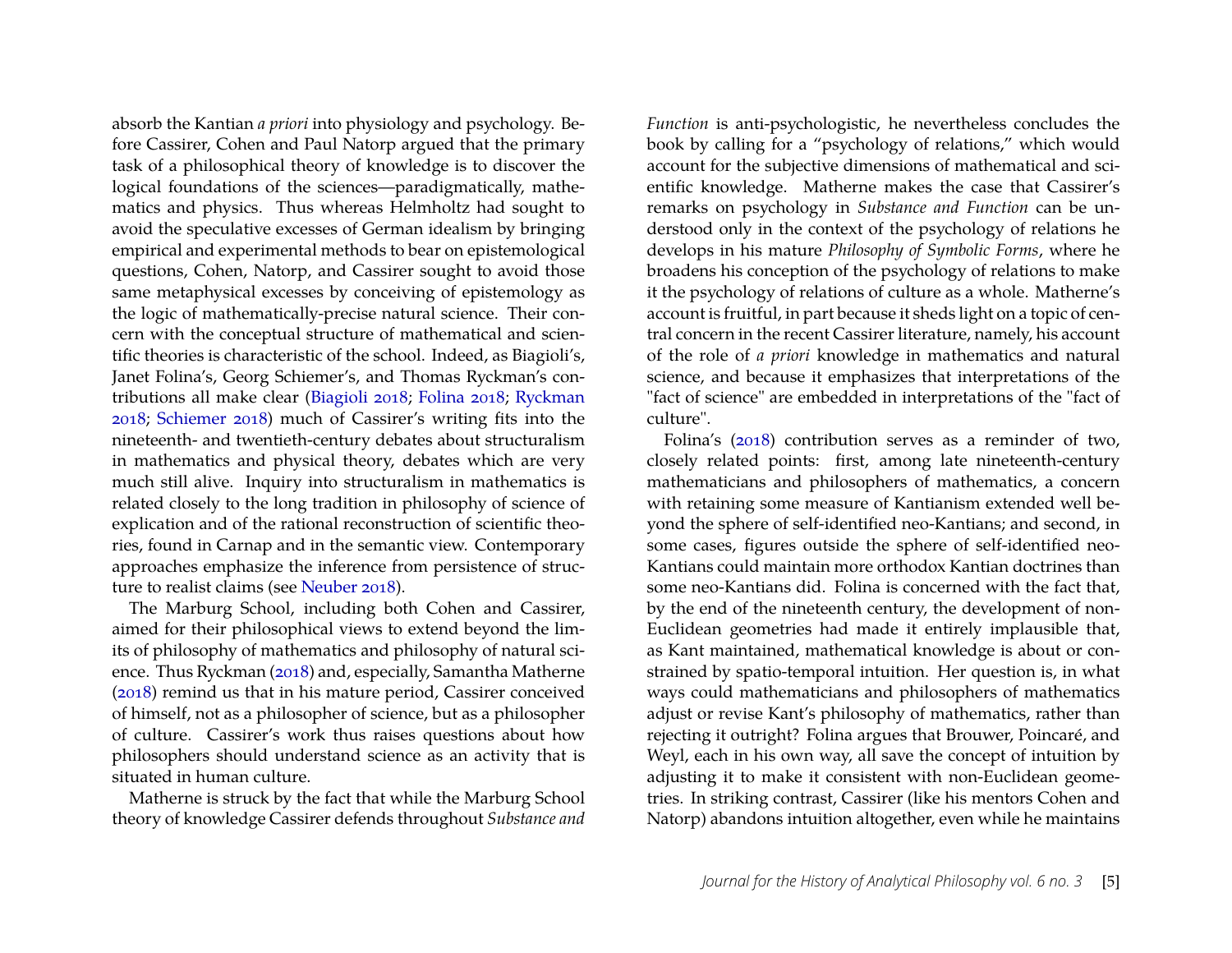absorb the Kantian *a priori* into physiology and psychology. Before Cassirer, Cohen and Paul Natorp argued that the primary task of a philosophical theory of knowledge is to discover the logical foundations of the sciences—paradigmatically, mathematics and physics. Thus whereas Helmholtz had sought to avoid the speculative excesses of German idealism by bringing empirical and experimental methods to bear on epistemological questions, Cohen, Natorp, and Cassirer sought to avoid those same metaphysical excesses by conceiving of epistemology as the logic of mathematically-precise natural science. Their concern with the conceptual structure of mathematical and scientific theories is characteristic of the school. Indeed, as Biagioli's, Janet Folina's, Georg Schiemer's, and Thomas Ryckman's contributions all make clear (Biagioli 2018; Folina 2018; Ryckman 2018; Schiemer 2018) much of Cassirer's writing fits into the nineteenth- and twentieth-century debates about structuralism in mathematics and physical theory, debates which are very much still alive. Inquiry into structuralism in mathematics is related closely to the long tradition in philosophy of science of explication and of the rational reconstruction of scientific theories, found in Carnap and in the semantic view. Contemporary approaches emphasize the inference from persistence of structure to realist claims (see Neuber 2018).

The Marburg School, including both Cohen and Cassirer, aimed for their philosophical views to extend beyond the limits of philosophy of mathematics and philosophy of natural science. Thus Ryckman (2018) and, especially, Samantha Matherne (2018) remind us that in his mature period, Cassirer conceived of himself, not as a philosopher of science, but as a philosopher of culture. Cassirer's work thus raises questions about how philosophers should understand science as an activity that is situated in human culture.

Matherne is struck by the fact that while the Marburg School theory of knowledge Cassirer defends throughout *Substance and Function* is anti-psychologistic, he nevertheless concludes the book by calling for a "psychology of relations," which would account for the subjective dimensions of mathematical and scientific knowledge. Matherne makes the case that Cassirer's remarks on psychology in *Substance and Function* can be understood only in the context of the psychology of relations he develops in his mature *Philosophy of Symbolic Forms*, where he broadens his conception of the psychology of relations to make it the psychology of relations of culture as a whole. Matherne's account is fruitful, in part because it sheds light on a topic of central concern in the recent Cassirer literature, namely, his account of the role of *a priori* knowledge in mathematics and natural science, and because it emphasizes that interpretations of the "fact of science" are embedded in interpretations of the "fact of culture".

Folina's (2018) contribution serves as a reminder of two, closely related points: first, among late nineteenth-century mathematicians and philosophers of mathematics, a concern with retaining some measure of Kantianism extended well beyond the sphere of self-identified neo-Kantians; and second, in some cases, figures outside the sphere of self-identified neo-Kantians could maintain more orthodox Kantian doctrines than some neo-Kantians did. Folina is concerned with the fact that, by the end of the nineteenth century, the development of non-Euclidean geometries had made it entirely implausible that, as Kant maintained, mathematical knowledge is about or constrained by spatio-temporal intuition. Her question is, in what ways could mathematicians and philosophers of mathematics adjust or revise Kant's philosophy of mathematics, rather than rejecting it outright? Folina argues that Brouwer, Poincaré, and Weyl, each in his own way, all save the concept of intuition by adjusting it to make it consistent with non-Euclidean geometries. In striking contrast, Cassirer (like his mentors Cohen and Natorp) abandons intuition altogether, even while he maintains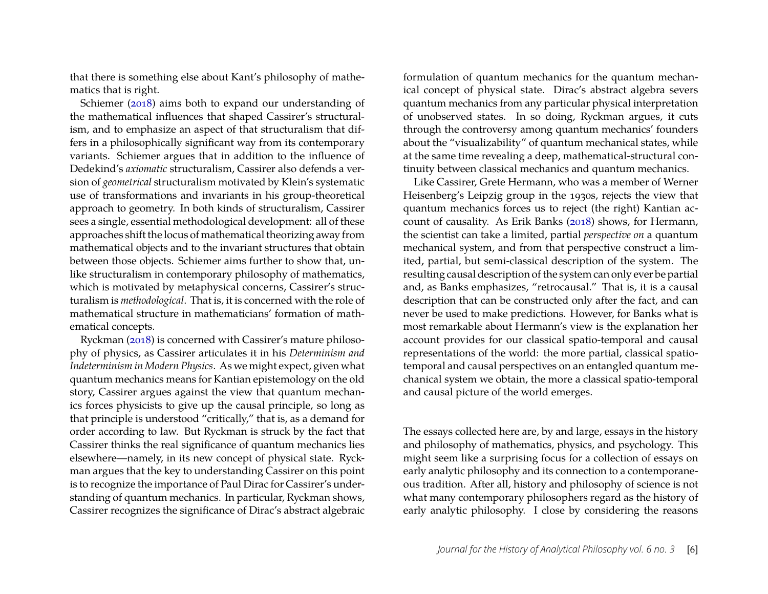that there is something else about Kant's philosophy of mathematics that is right.

Schiemer (2018) aims both to expand our understanding of the mathematical influences that shaped Cassirer's structuralism, and to emphasize an aspect of that structuralism that differs in a philosophically significant way from its contemporary variants. Schiemer argues that in addition to the influence of Dedekind's *axiomatic* structuralism, Cassirer also defends a version of *geometrical* structuralism motivated by Klein's systematic use of transformations and invariants in his group-theoretical approach to geometry. In both kinds of structuralism, Cassirer sees a single, essential methodological development: all of these approaches shift the locus of mathematical theorizing away from mathematical objects and to the invariant structures that obtain between those objects. Schiemer aims further to show that, unlike structuralism in contemporary philosophy of mathematics, which is motivated by metaphysical concerns, Cassirer's structuralism is *methodological*. That is, it is concerned with the role of mathematical structure in mathematicians' formation of mathematical concepts.

Ryckman (2018) is concerned with Cassirer's mature philosophy of physics, as Cassirer articulates it in his *Determinism and Indeterminism in Modern Physics*. As we might expect, given what quantum mechanics means for Kantian epistemology on the old story, Cassirer argues against the view that quantum mechanics forces physicists to give up the causal principle, so long as that principle is understood "critically," that is, as a demand for order according to law. But Ryckman is struck by the fact that Cassirer thinks the real significance of quantum mechanics lies elsewhere—namely, in its new concept of physical state. Ryckman argues that the key to understanding Cassirer on this point is to recognize the importance of Paul Dirac for Cassirer's understanding of quantum mechanics. In particular, Ryckman shows, Cassirer recognizes the significance of Dirac's abstract algebraic formulation of quantum mechanics for the quantum mechanical concept of physical state. Dirac's abstract algebra severs quantum mechanics from any particular physical interpretation of unobserved states. In so doing, Ryckman argues, it cuts through the controversy among quantum mechanics' founders about the "visualizability" of quantum mechanical states, while at the same time revealing a deep, mathematical-structural continuity between classical mechanics and quantum mechanics.

Like Cassirer, Grete Hermann, who was a member of Werner Heisenberg's Leipzig group in the 1930s, rejects the view that quantum mechanics forces us to reject (the right) Kantian account of causality. As Erik Banks (2018) shows, for Hermann, the scientist can take a limited, partial *perspective on* a quantum mechanical system, and from that perspective construct a limited, partial, but semi-classical description of the system. The resulting causal description of the system can only ever be partial and, as Banks emphasizes, "retrocausal." That is, it is a causal description that can be constructed only after the fact, and can never be used to make predictions. However, for Banks what is most remarkable about Hermann's view is the explanation her account provides for our classical spatio-temporal and causal representations of the world: the more partial, classical spatio-temporal and causal perspectives on an entangled quantum mechanical system we obtain, the more a classical spatio-temporal and causal picture of the world emerges.

The essays collected here are, by and large, essays in the history and philosophy of mathematics, physics, and psychology. This might seem like a surprising focus for a collection of essays on early analytic philosophy and its connection to a contemporaneous tradition. After all, history and philosophy of science is not what many contemporary philosophers regard as the history of early analytic philosophy. I close by considering the reasons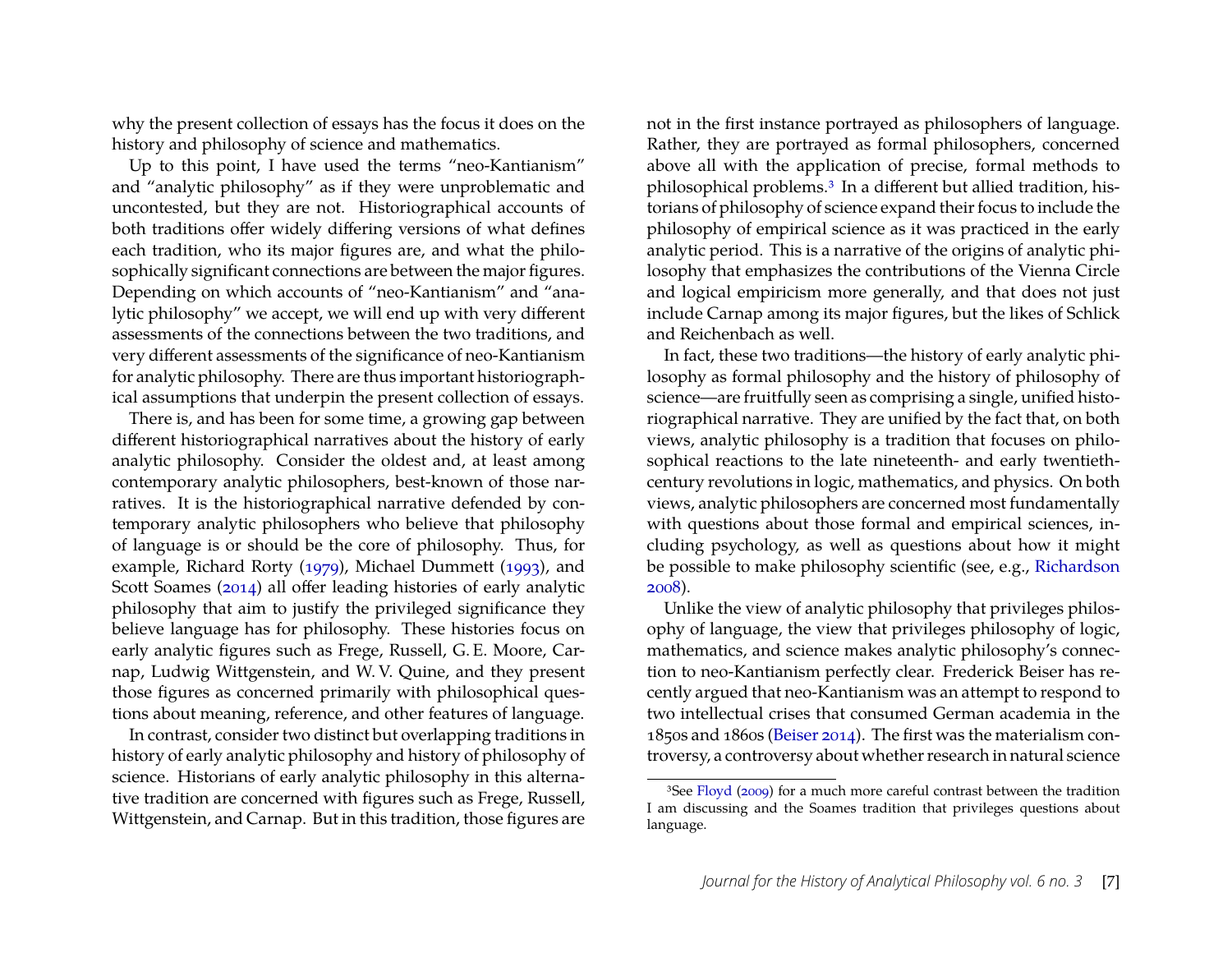why the present collection of essays has the focus it does on the history and philosophy of science and mathematics.

Up to this point, I have used the terms "neo-Kantianism" and "analytic philosophy" as if they were unproblematic and uncontested, but they are not. Historiographical accounts of both traditions offer widely differing versions of what defines each tradition, who its major figures are, and what the philosophically significant connections are between the major figures. Depending on which accounts of "neo-Kantianism" and "analytic philosophy" we accept, we will end up with very different assessments of the connections between the two traditions, and very different assessments of the significance of neo-Kantianism for analytic philosophy. There are thus important historiographical assumptions that underpin the present collection of essays.

There is, and has been for some time, a growing gap between different historiographical narratives about the history of early analytic philosophy. Consider the oldest and, at least among contemporary analytic philosophers, best-known of those narratives. It is the historiographical narrative defended by contemporary analytic philosophers who believe that philosophy of language is or should be the core of philosophy. Thus, for example, Richard Rorty (1979), Michael Dummett (1993), and Scott Soames (2014) all offer leading histories of early analytic philosophy that aim to justify the privileged significance they believe language has for philosophy. These histories focus on early analytic figures such as Frege, Russell, G. E. Moore, Carnap, Ludwig Wittgenstein, and W. V. Quine, and they present those figures as concerned primarily with philosophical questions about meaning, reference, and other features of language.

In contrast, consider two distinct but overlapping traditions in history of early analytic philosophy and history of philosophy of science. Historians of early analytic philosophy in this alternative tradition are concerned with figures such as Frege, Russell, Wittgenstein, and Carnap. But in this tradition, those figures are not in the first instance portrayed as philosophers of language. Rather, they are portrayed as formal philosophers, concerned above all with the application of precise, formal methods to philosophical problems.[3] In a different but allied tradition, historians of philosophy of science expand their focus to include the philosophy of empirical science as it was practiced in the early analytic period. This is a narrative of the origins of analytic philosophy that emphasizes the contributions of the Vienna Circle and logical empiricism more generally, and that does not just include Carnap among its major figures, but the likes of Schlick and Reichenbach as well.

In fact, these two traditions—the history of early analytic philosophy as formal philosophy and the history of philosophy of science—are fruitfully seen as comprising a single, unified historiographical narrative. They are unified by the fact that, on both views, analytic philosophy is a tradition that focuses on philosophical reactions to the late nineteenth- and early twentieth-century revolutions in logic, mathematics, and physics. On both views, analytic philosophers are concerned most fundamentally with questions about those formal and empirical sciences, including psychology, as well as questions about how it might be possible to make philosophy scientific (see, e.g., Richardson 2008).

Unlike the view of analytic philosophy that privileges philosophy of language, the view that privileges philosophy of logic, mathematics, and science makes analytic philosophy's connection to neo-Kantianism perfectly clear. Frederick Beiser has recently argued that neo-Kantianism was an attempt to respond to two intellectual crises that consumed German academia in the 1850s and 1860s (Beiser 2014). The first was the materialism controversy, a controversy about whether research in natural science

[3] See Floyd (2009) for a much more careful contrast between the tradition I am discussing and the Soames tradition that privileges questions about language.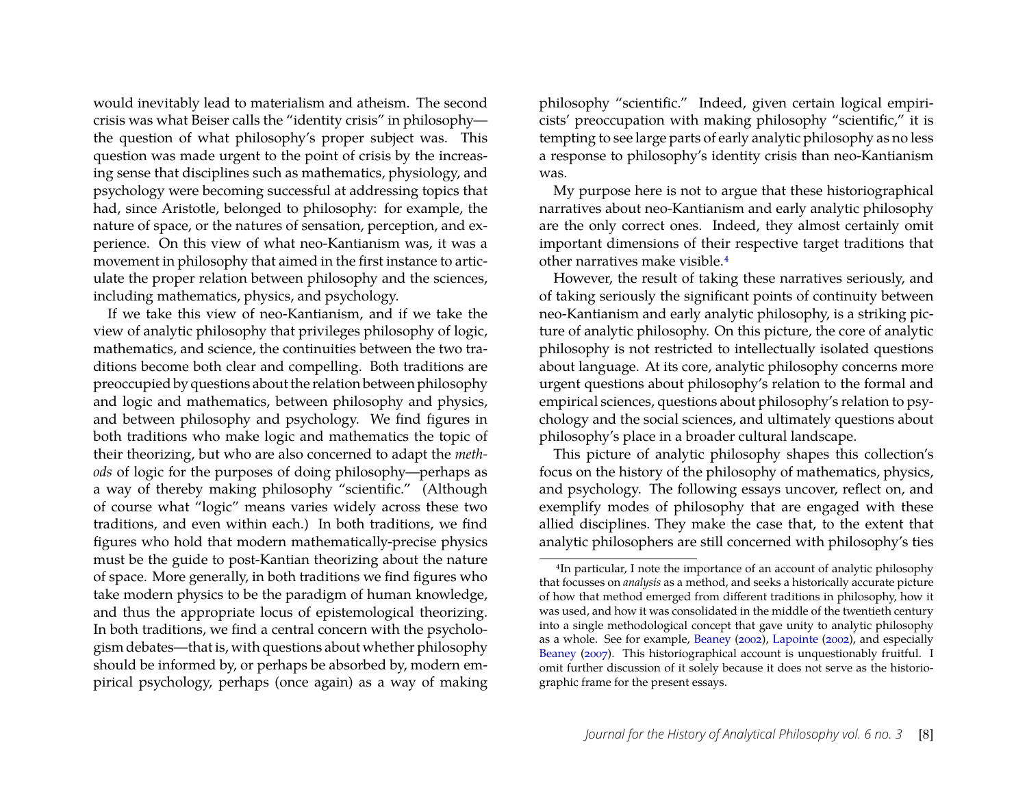would inevitably lead to materialism and atheism. The second crisis was what Beiser calls the "identity crisis" in philosophy—the question of what philosophy's proper subject was. This question was made urgent to the point of crisis by the increasing sense that disciplines such as mathematics, physiology, and psychology were becoming successful at addressing topics that had, since Aristotle, belonged to philosophy: for example, the nature of space, or the natures of sensation, perception, and experience. On this view of what neo-Kantianism was, it was a movement in philosophy that aimed in the first instance to articulate the proper relation between philosophy and the sciences, including mathematics, physics, and psychology.

If we take this view of neo-Kantianism, and if we take the view of analytic philosophy that privileges philosophy of logic, mathematics, and science, the continuities between the two traditions become both clear and compelling. Both traditions are preoccupied by questions about the relation between philosophy and logic and mathematics, between philosophy and physics, and between philosophy and psychology. We find figures in both traditions who make logic and mathematics the topic of their theorizing, but who are also concerned to adapt the *methods* of logic for the purposes of doing philosophy—perhaps as a way of thereby making philosophy "scientific." (Although of course what "logic" means varies widely across these two traditions, and even within each.) In both traditions, we find figures who hold that modern mathematically-precise physics must be the guide to post-Kantian theorizing about the nature of space. More generally, in both traditions we find figures who take modern physics to be the paradigm of human knowledge, and thus the appropriate locus of epistemological theorizing. In both traditions, we find a central concern with the psychologism debates—that is, with questions about whether philosophy should be informed by, or perhaps be absorbed by, modern empirical psychology, perhaps (once again) as a way of making philosophy "scientific." Indeed, given certain logical empiricists' preoccupation with making philosophy "scientific," it is tempting to see large parts of early analytic philosophy as no less a response to philosophy's identity crisis than neo-Kantianism was.

My purpose here is not to argue that these historiographical narratives about neo-Kantianism and early analytic philosophy are the only correct ones. Indeed, they almost certainly omit important dimensions of their respective target traditions that other narratives make visible.[4]

However, the result of taking these narratives seriously, and of taking seriously the significant points of continuity between neo-Kantianism and early analytic philosophy, is a striking picture of analytic philosophy. On this picture, the core of analytic philosophy is not restricted to intellectually isolated questions about language. At its core, analytic philosophy concerns more urgent questions about philosophy's relation to the formal and empirical sciences, questions about philosophy's relation to psychology and the social sciences, and ultimately questions about philosophy's place in a broader cultural landscape.

This picture of analytic philosophy shapes this collection's focus on the history of the philosophy of mathematics, physics, and psychology. The following essays uncover, reflect on, and exemplify modes of philosophy that are engaged with these allied disciplines. They make the case that, to the extent that analytic philosophers are still concerned with philosophy's ties

[4] In particular, I note the importance of an account of analytic philosophy that focusses on *analysis* as a method, and seeks a historically accurate picture of how that method emerged from different traditions in philosophy, how it was used, and how it was consolidated in the middle of the twentieth century into a single methodological concept that gave unity to analytic philosophy as a whole. See for example, Beaney (2002), Lapointe (2002), and especially Beaney (2007). This historiographical account is unquestionably fruitful. I omit further discussion of it solely because it does not serve as the historiographic frame for the present essays.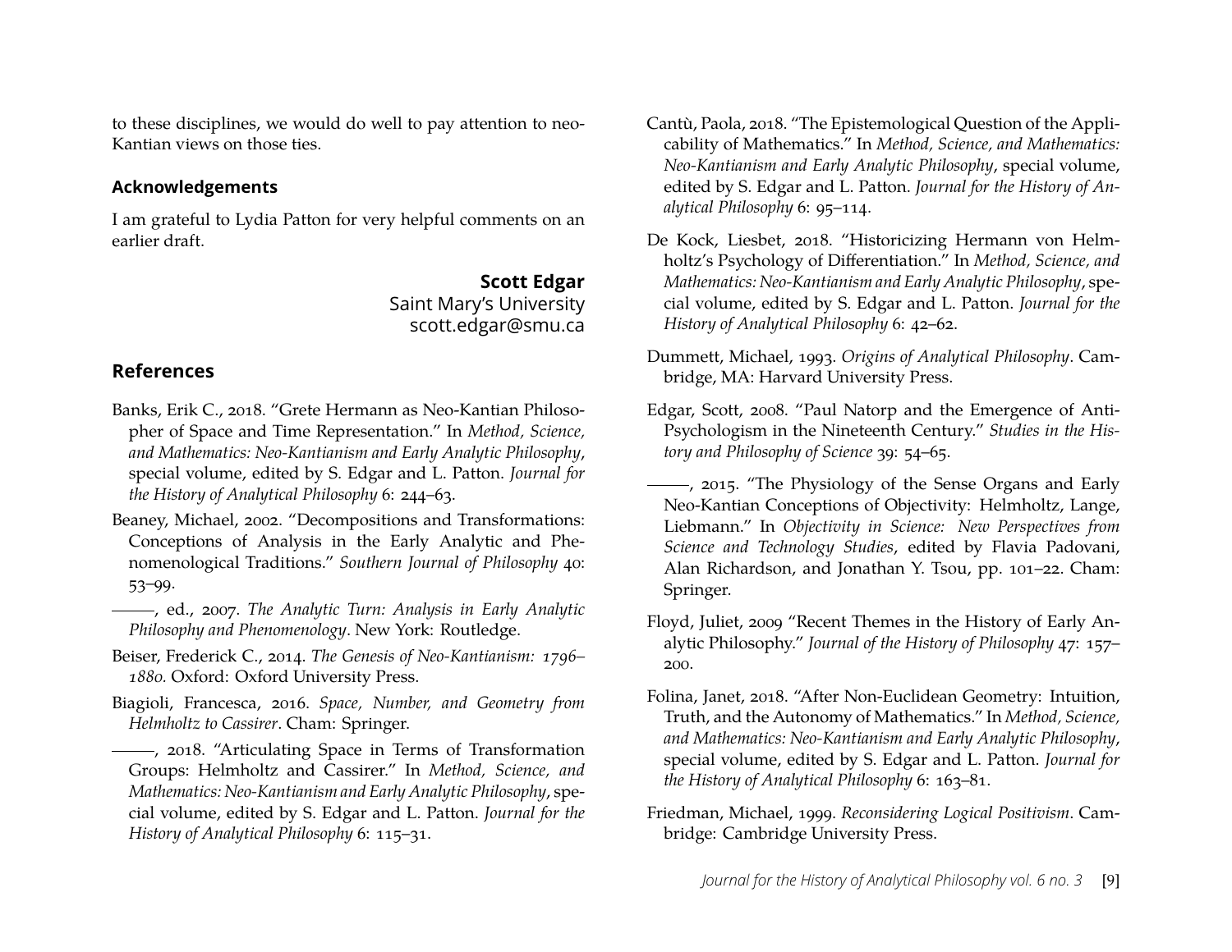to these disciplines, we would do well to pay attention to neo-Kantian views on those ties.

### Acknowledgements

I am grateful to Lydia Patton for very helpful comments on an earlier draft.

**Scott Edgar**
Saint Mary's University
scott.edgar@smu.ca

## References

Banks, Erik C., 2018. "Grete Hermann as Neo-Kantian Philosopher of Space and Time Representation." In *Method, Science, and Mathematics: Neo-Kantianism and Early Analytic Philosophy*, special volume, edited by S. Edgar and L. Patton. *Journal for the History of Analytical Philosophy* 6: 244–63.

Beaney, Michael, 2002. "Decompositions and Transformations: Conceptions of Analysis in the Early Analytic and Phenomenological Traditions." *Southern Journal of Philosophy* 40: 53–99.

———, ed., 2007. *The Analytic Turn: Analysis in Early Analytic Philosophy and Phenomenology*. New York: Routledge.

Beiser, Frederick C., 2014. *The Genesis of Neo-Kantianism: 1796–1880.* Oxford: Oxford University Press.

Biagioli, Francesca, 2016. *Space, Number, and Geometry from Helmholtz to Cassirer*. Cham: Springer.

———, 2018. "Articulating Space in Terms of Transformation Groups: Helmholtz and Cassirer." In *Method, Science, and Mathematics: Neo-Kantianism and Early Analytic Philosophy*, special volume, edited by S. Edgar and L. Patton. *Journal for the History of Analytical Philosophy* 6: 115–31.

Cantù, Paola, 2018. "The Epistemological Question of the Applicability of Mathematics." In *Method, Science, and Mathematics: Neo-Kantianism and Early Analytic Philosophy*, special volume, edited by S. Edgar and L. Patton. *Journal for the History of Analytical Philosophy* 6: 95–114.

De Kock, Liesbet, 2018. "Historicizing Hermann von Helmholtz's Psychology of Differentiation." In *Method, Science, and Mathematics: Neo-Kantianism and Early Analytic Philosophy*, special volume, edited by S. Edgar and L. Patton. *Journal for the History of Analytical Philosophy* 6: 42–62.

Dummett, Michael, 1993. *Origins of Analytical Philosophy*. Cambridge, MA: Harvard University Press.

Edgar, Scott, 2008. "Paul Natorp and the Emergence of Anti-Psychologism in the Nineteenth Century." *Studies in the History and Philosophy of Science* 39: 54–65.

———, 2015. "The Physiology of the Sense Organs and Early Neo-Kantian Conceptions of Objectivity: Helmholtz, Lange, Liebmann." In *Objectivity in Science: New Perspectives from Science and Technology Studies*, edited by Flavia Padovani, Alan Richardson, and Jonathan Y. Tsou, pp. 101–22. Cham: Springer.

Floyd, Juliet, 2009 "Recent Themes in the History of Early Analytic Philosophy." *Journal of the History of Philosophy* 47: 157–200.

Folina, Janet, 2018. "After Non-Euclidean Geometry: Intuition, Truth, and the Autonomy of Mathematics." In *Method, Science, and Mathematics: Neo-Kantianism and Early Analytic Philosophy*, special volume, edited by S. Edgar and L. Patton. *Journal for the History of Analytical Philosophy* 6: 163–81.

Friedman, Michael, 1999. *Reconsidering Logical Positivism*. Cambridge: Cambridge University Press.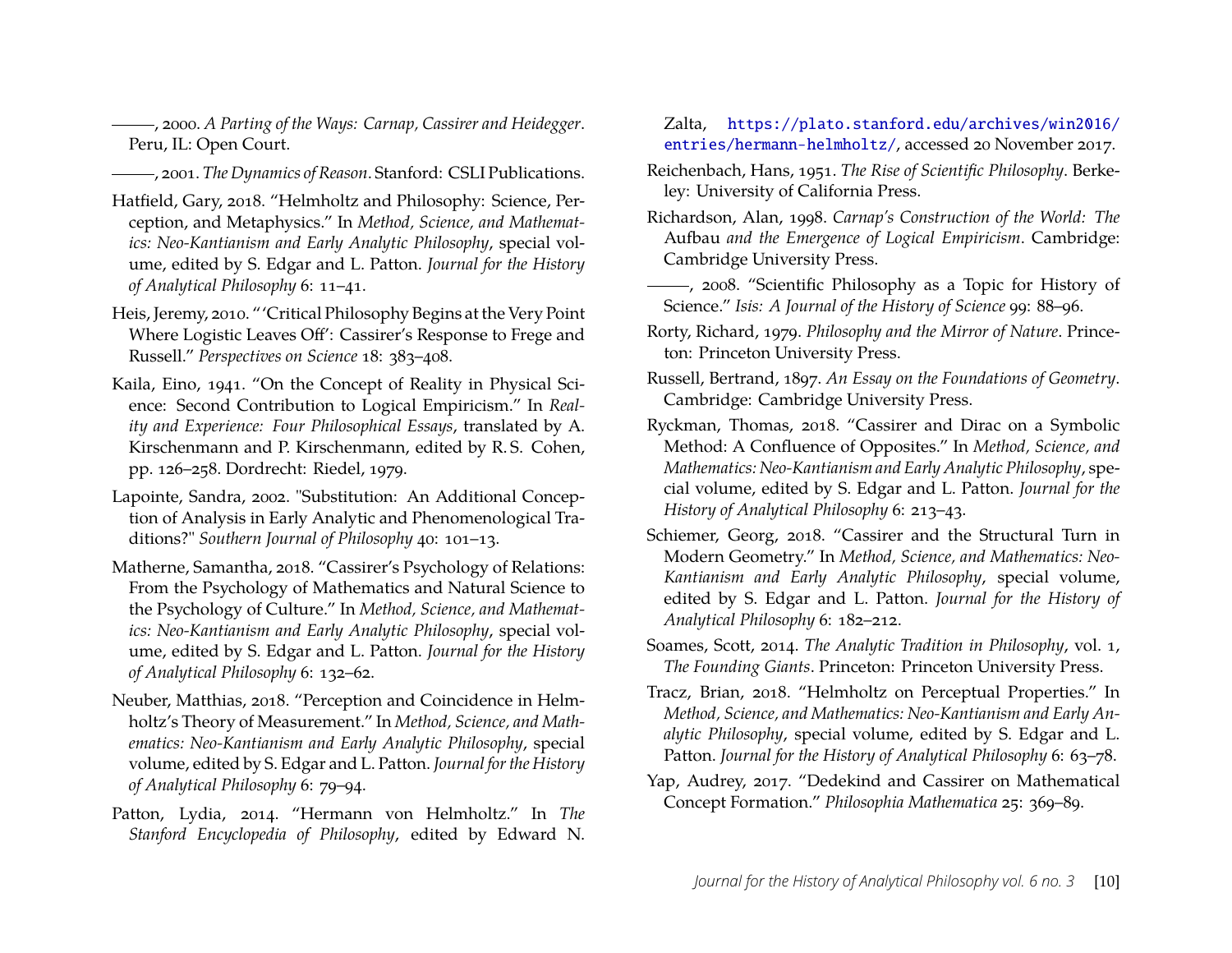———, 2000. *A Parting of the Ways: Carnap, Cassirer and Heidegger*. Peru, IL: Open Court.

———, 2001. *The Dynamics of Reason*. Stanford: CSLI Publications.

Hatfield, Gary, 2018. "Helmholtz and Philosophy: Science, Perception, and Metaphysics." In *Method, Science, and Mathematics: Neo-Kantianism and Early Analytic Philosophy*, special volume, edited by S. Edgar and L. Patton. *Journal for the History of Analytical Philosophy* 6: 11–41.

Heis, Jeremy, 2010. "'Critical Philosophy Begins at the Very Point Where Logistic Leaves Off': Cassirer's Response to Frege and Russell." *Perspectives on Science* 18: 383–408.

Kaila, Eino, 1941. "On the Concept of Reality in Physical Science: Second Contribution to Logical Empiricism." In *Reality and Experience: Four Philosophical Essays*, translated by A. Kirschenmann and P. Kirschenmann, edited by R. S. Cohen, pp. 126–258. Dordrecht: Riedel, 1979.

Lapointe, Sandra, 2002. "Substitution: An Additional Conception of Analysis in Early Analytic and Phenomenological Traditions?" *Southern Journal of Philosophy* 40: 101–13.

Matherne, Samantha, 2018. "Cassirer's Psychology of Relations: From the Psychology of Mathematics and Natural Science to the Psychology of Culture." In *Method, Science, and Mathematics: Neo-Kantianism and Early Analytic Philosophy*, special volume, edited by S. Edgar and L. Patton. *Journal for the History of Analytical Philosophy* 6: 132–62.

Neuber, Matthias, 2018. "Perception and Coincidence in Helmholtz's Theory of Measurement." In *Method, Science, and Mathematics: Neo-Kantianism and Early Analytic Philosophy*, special volume, edited by S. Edgar and L. Patton. *Journal for the History of Analytical Philosophy* 6: 79–94.

Patton, Lydia, 2014. "Hermann von Helmholtz." In *The Stanford Encyclopedia of Philosophy*, edited by Edward N. Zalta, https://plato.stanford.edu/archives/win2016/entries/hermann-helmholtz/, accessed 20 November 2017.

Reichenbach, Hans, 1951. *The Rise of Scientific Philosophy*. Berkeley: University of California Press.

Richardson, Alan, 1998. *Carnap's Construction of the World: The* Aufbau *and the Emergence of Logical Empiricism*. Cambridge: Cambridge University Press.

———, 2008. "Scientific Philosophy as a Topic for History of Science." *Isis: A Journal of the History of Science* 99: 88–96.

Rorty, Richard, 1979. *Philosophy and the Mirror of Nature*. Princeton: Princeton University Press.

Russell, Bertrand, 1897. *An Essay on the Foundations of Geometry*. Cambridge: Cambridge University Press.

Ryckman, Thomas, 2018. "Cassirer and Dirac on a Symbolic Method: A Confluence of Opposites." In *Method, Science, and Mathematics: Neo-Kantianism and Early Analytic Philosophy*, special volume, edited by S. Edgar and L. Patton. *Journal for the History of Analytical Philosophy* 6: 213–43.

Schiemer, Georg, 2018. "Cassirer and the Structural Turn in Modern Geometry." In *Method, Science, and Mathematics: Neo-Kantianism and Early Analytic Philosophy*, special volume, edited by S. Edgar and L. Patton. *Journal for the History of Analytical Philosophy* 6: 182–212.

Soames, Scott, 2014. *The Analytic Tradition in Philosophy*, vol. 1, *The Founding Giants*. Princeton: Princeton University Press.

Tracz, Brian, 2018. "Helmholtz on Perceptual Properties." In *Method, Science, and Mathematics: Neo-Kantianism and Early Analytic Philosophy*, special volume, edited by S. Edgar and L. Patton. *Journal for the History of Analytical Philosophy* 6: 63–78.

Yap, Audrey, 2017. "Dedekind and Cassirer on Mathematical Concept Formation." *Philosophia Mathematica* 25: 369–89.